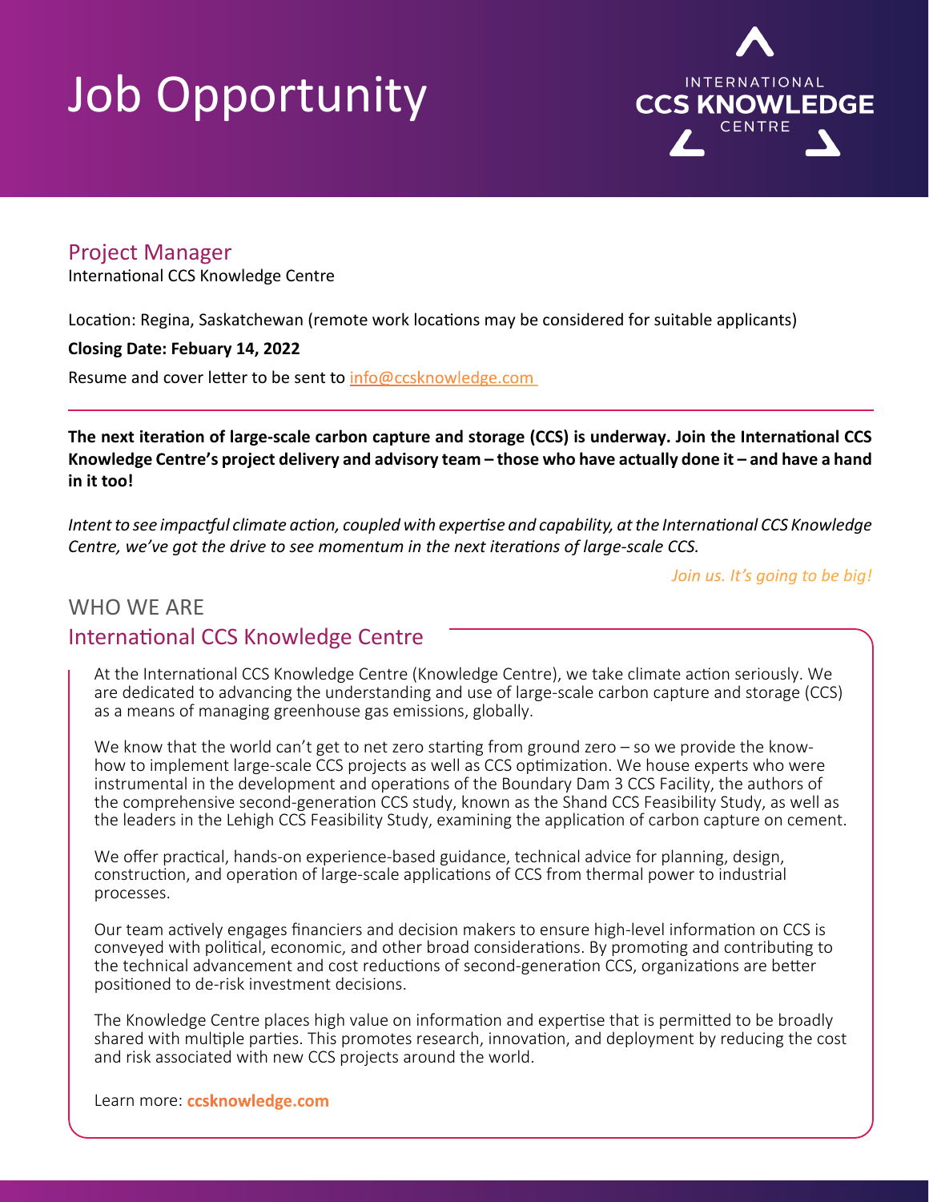# Job Opportunity

INTERNATIONAL CCS KNOWLEDGE CENTRE

## Project Manager

International CCS Knowledge Centre

Location: Regina, Saskatchewan (remote work locations may be considered for suitable applicants)

**Closing Date: Febuary 14, 2022**

Resume and cover letter to be sent to info@ccsknowledge.com

---

**The next iteration of large-scale carbon capture and storage (CCS) is underway. Join the International CCS Knowledge Centre's project delivery and advisory team – those who have actually done it – and have a hand in it too!**

*Intent to see impactful climate action, coupled with expertise and capability, at the International CCS Knowledge Centre, we've got the drive to see momentum in the next iterations of large-scale CCS.*

*Join us. It's going to be big!*

## WHO WE ARE

### International CCS Knowledge Centre

At the International CCS Knowledge Centre (Knowledge Centre), we take climate action seriously. We are dedicated to advancing the understanding and use of large-scale carbon capture and storage (CCS) as a means of managing greenhouse gas emissions, globally.

We know that the world can't get to net zero starting from ground zero – so we provide the know-how to implement large-scale CCS projects as well as CCS optimization. We house experts who were instrumental in the development and operations of the Boundary Dam 3 CCS Facility, the authors of the comprehensive second-generation CCS study, known as the Shand CCS Feasibility Study, as well as the leaders in the Lehigh CCS Feasibility Study, examining the application of carbon capture on cement.

We offer practical, hands-on experience-based guidance, technical advice for planning, design, construction, and operation of large-scale applications of CCS from thermal power to industrial processes.

Our team actively engages financiers and decision makers to ensure high-level information on CCS is conveyed with political, economic, and other broad considerations. By promoting and contributing to the technical advancement and cost reductions of second-generation CCS, organizations are better positioned to de-risk investment decisions.

The Knowledge Centre places high value on information and expertise that is permitted to be broadly shared with multiple parties. This promotes research, innovation, and deployment by reducing the cost and risk associated with new CCS projects around the world.

Learn more: **ccsknowledge.com**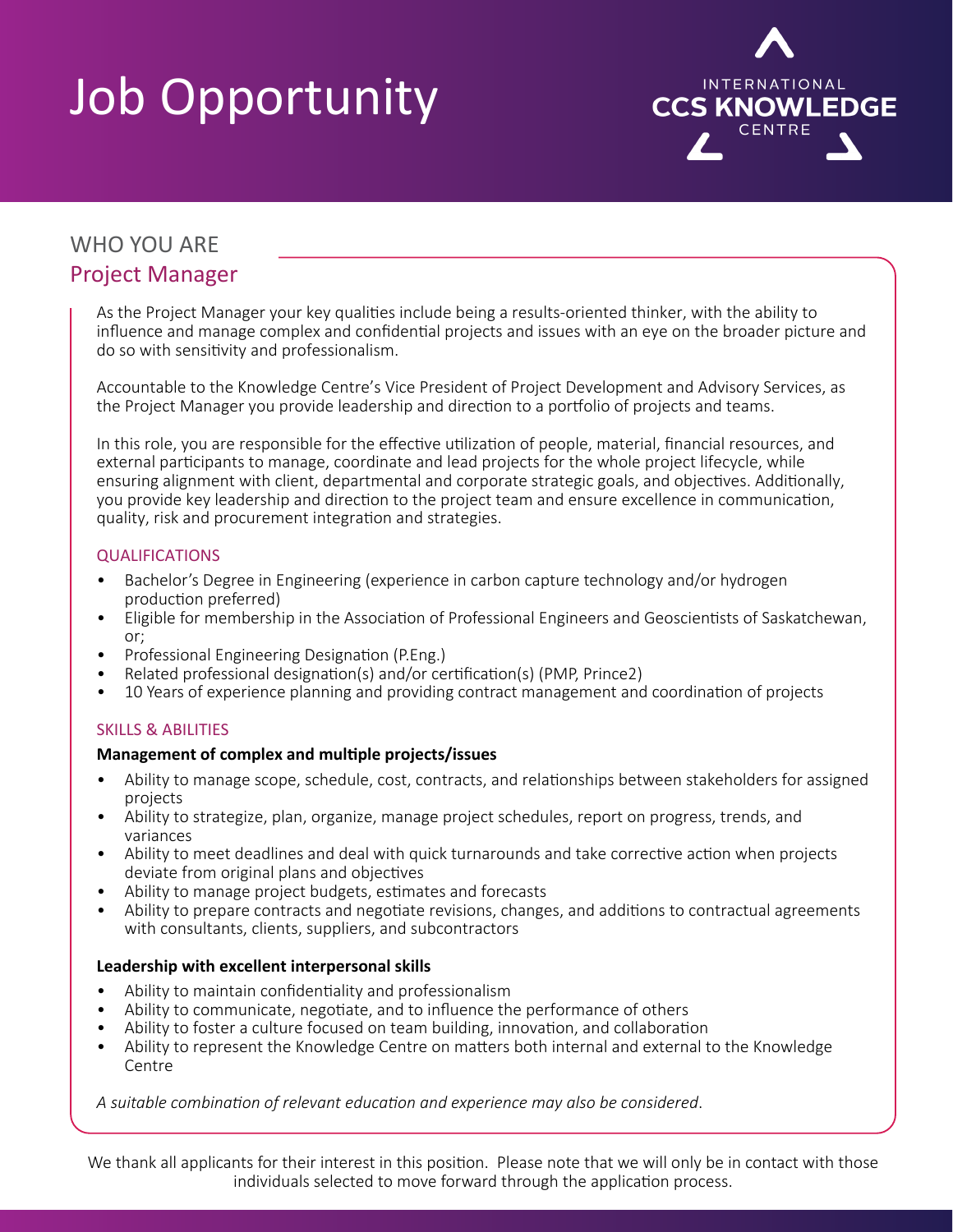# Job Opportunity

INTERNATIONAL
CCS KNOWLEDGE
CENTRE

## WHO YOU ARE

## Project Manager

As the Project Manager your key qualities include being a results-oriented thinker, with the ability to influence and manage complex and confidential projects and issues with an eye on the broader picture and do so with sensitivity and professionalism.

Accountable to the Knowledge Centre's Vice President of Project Development and Advisory Services, as the Project Manager you provide leadership and direction to a portfolio of projects and teams.

In this role, you are responsible for the effective utilization of people, material, financial resources, and external participants to manage, coordinate and lead projects for the whole project lifecycle, while ensuring alignment with client, departmental and corporate strategic goals, and objectives. Additionally, you provide key leadership and direction to the project team and ensure excellence in communication, quality, risk and procurement integration and strategies.

### QUALIFICATIONS

- Bachelor's Degree in Engineering (experience in carbon capture technology and/or hydrogen production preferred)
- Eligible for membership in the Association of Professional Engineers and Geoscientists of Saskatchewan, or;
- Professional Engineering Designation (P.Eng.)
- Related professional designation(s) and/or certification(s) (PMP, Prince2)
- 10 Years of experience planning and providing contract management and coordination of projects

### SKILLS & ABILITIES

**Management of complex and multiple projects/issues**

- Ability to manage scope, schedule, cost, contracts, and relationships between stakeholders for assigned projects
- Ability to strategize, plan, organize, manage project schedules, report on progress, trends, and variances
- Ability to meet deadlines and deal with quick turnarounds and take corrective action when projects deviate from original plans and objectives
- Ability to manage project budgets, estimates and forecasts
- Ability to prepare contracts and negotiate revisions, changes, and additions to contractual agreements with consultants, clients, suppliers, and subcontractors

**Leadership with excellent interpersonal skills**

- Ability to maintain confidentiality and professionalism
- Ability to communicate, negotiate, and to influence the performance of others
- Ability to foster a culture focused on team building, innovation, and collaboration
- Ability to represent the Knowledge Centre on matters both internal and external to the Knowledge Centre

*A suitable combination of relevant education and experience may also be considered.*

We thank all applicants for their interest in this position. Please note that we will only be in contact with those individuals selected to move forward through the application process.